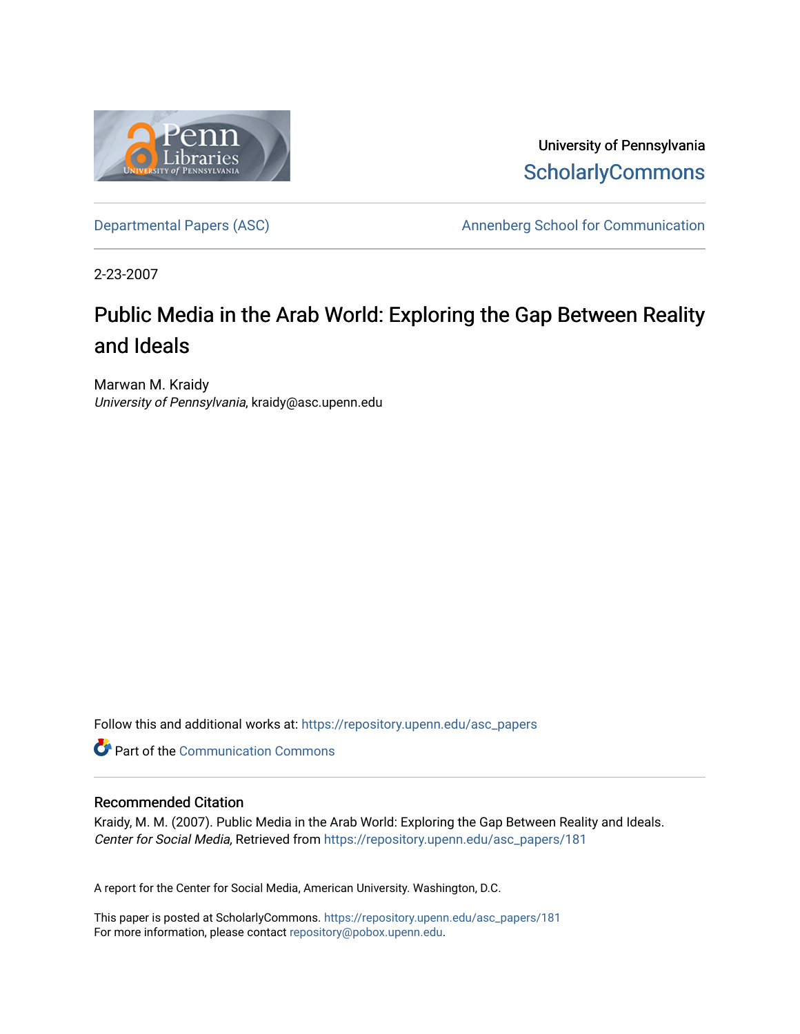University of Pennsylvania
ScholarlyCommons

Departmental Papers (ASC) | Annenberg School for Communication

2-23-2007

# Public Media in the Arab World: Exploring the Gap Between Reality and Ideals

Marwan M. Kraidy
*University of Pennsylvania*, kraidy@asc.upenn.edu

Follow this and additional works at: https://repository.upenn.edu/asc_papers

Part of the Communication Commons

## Recommended Citation

Kraidy, M. M. (2007). Public Media in the Arab World: Exploring the Gap Between Reality and Ideals. *Center for Social Media,* Retrieved from https://repository.upenn.edu/asc_papers/181

A report for the Center for Social Media, American University. Washington, D.C.

This paper is posted at ScholarlyCommons. https://repository.upenn.edu/asc_papers/181
For more information, please contact repository@pobox.upenn.edu.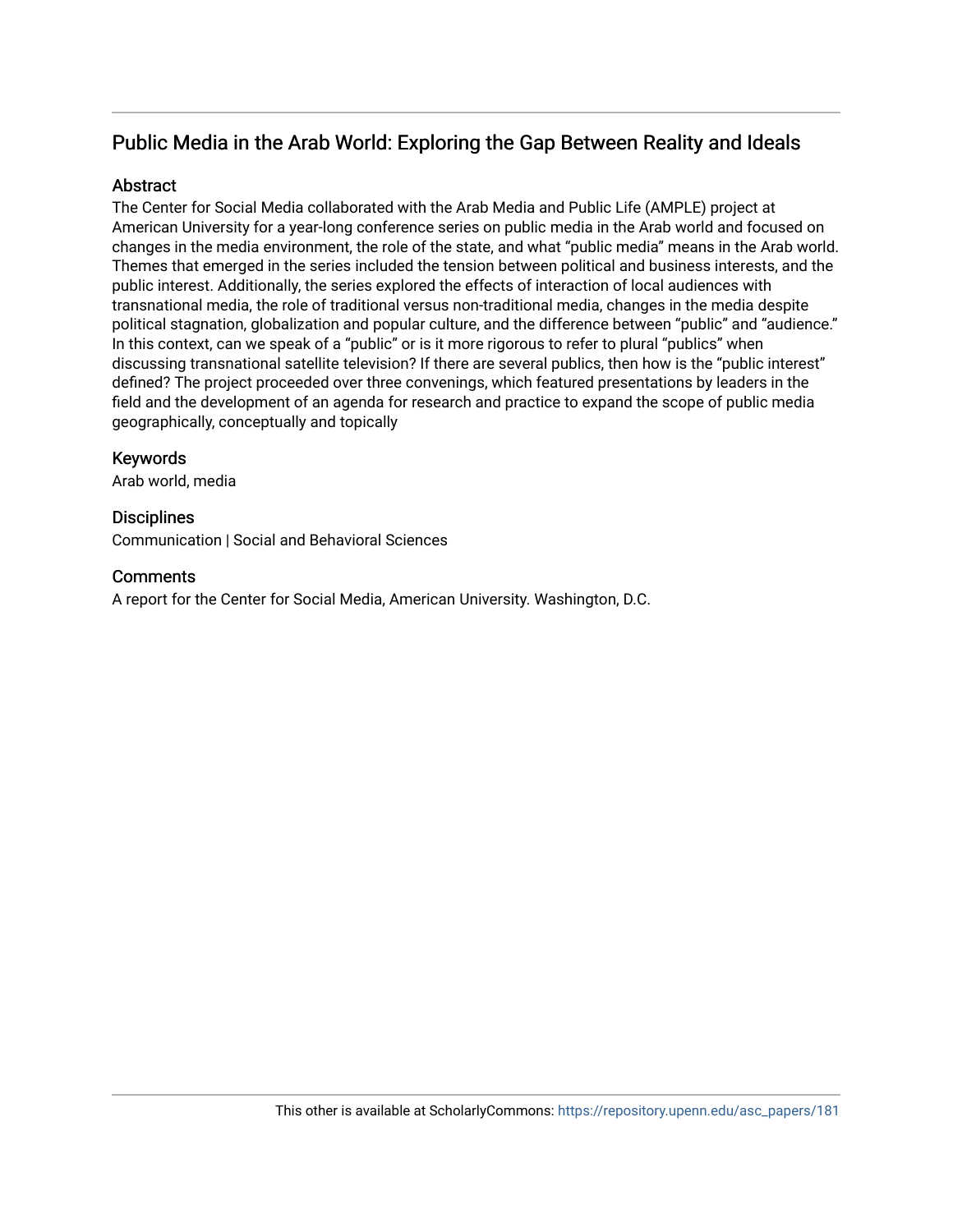## Public Media in the Arab World: Exploring the Gap Between Reality and Ideals

### Abstract

The Center for Social Media collaborated with the Arab Media and Public Life (AMPLE) project at American University for a year-long conference series on public media in the Arab world and focused on changes in the media environment, the role of the state, and what "public media" means in the Arab world. Themes that emerged in the series included the tension between political and business interests, and the public interest. Additionally, the series explored the effects of interaction of local audiences with transnational media, the role of traditional versus non-traditional media, changes in the media despite political stagnation, globalization and popular culture, and the difference between "public" and "audience." In this context, can we speak of a "public" or is it more rigorous to refer to plural "publics" when discussing transnational satellite television? If there are several publics, then how is the "public interest" defined? The project proceeded over three convenings, which featured presentations by leaders in the field and the development of an agenda for research and practice to expand the scope of public media geographically, conceptually and topically

### Keywords

Arab world, media

### Disciplines

Communication | Social and Behavioral Sciences

### Comments

A report for the Center for Social Media, American University. Washington, D.C.

This other is available at ScholarlyCommons: https://repository.upenn.edu/asc_papers/181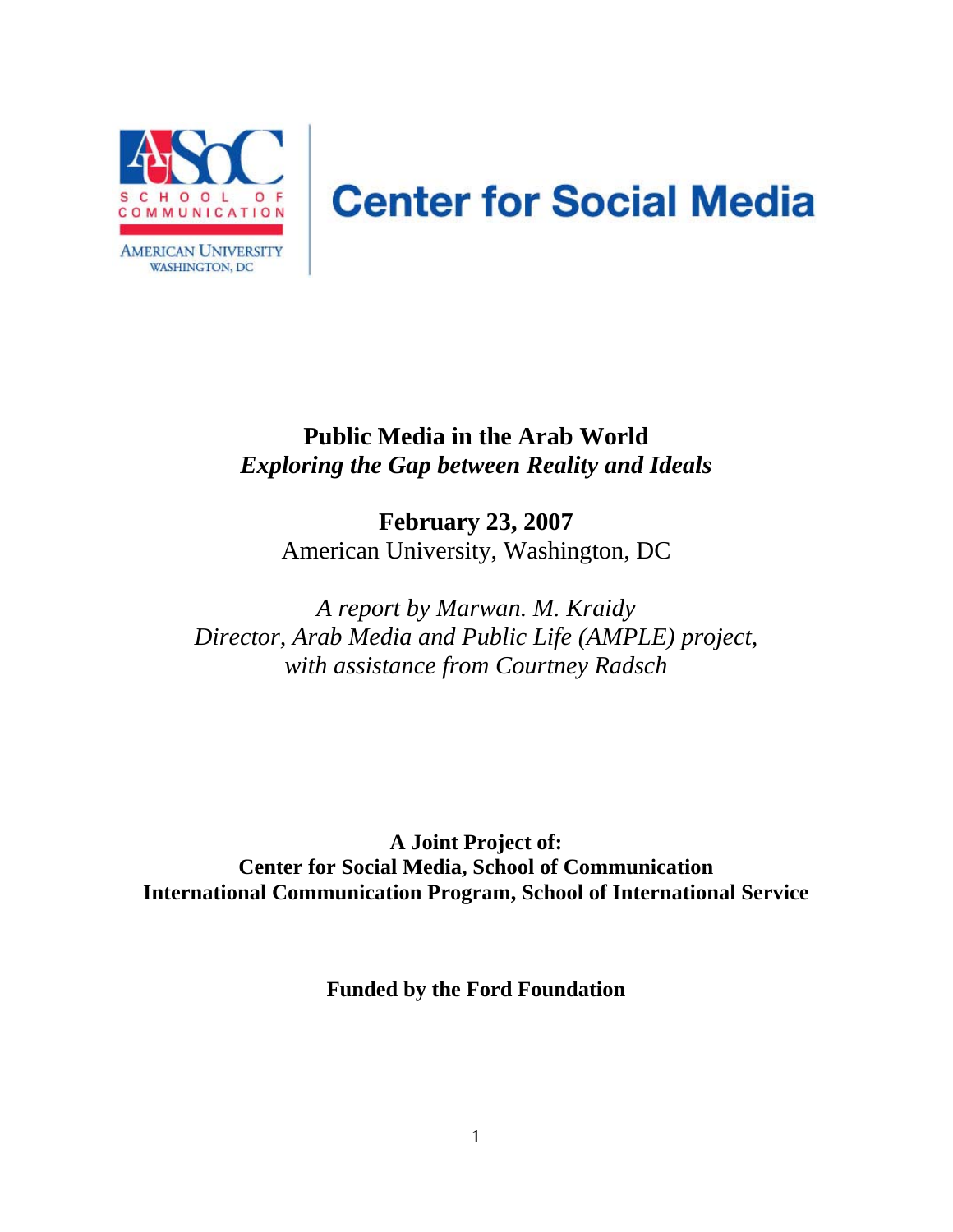Center for Social Media

# Public Media in the Arab World
## *Exploring the Gap between Reality and Ideals*

**February 23, 2007**
American University, Washington, DC

*A report by Marwan. M. Kraidy*
*Director, Arab Media and Public Life (AMPLE) project,*
*with assistance from Courtney Radsch*

**A Joint Project of:**
**Center for Social Media, School of Communication**
**International Communication Program, School of International Service**

**Funded by the Ford Foundation**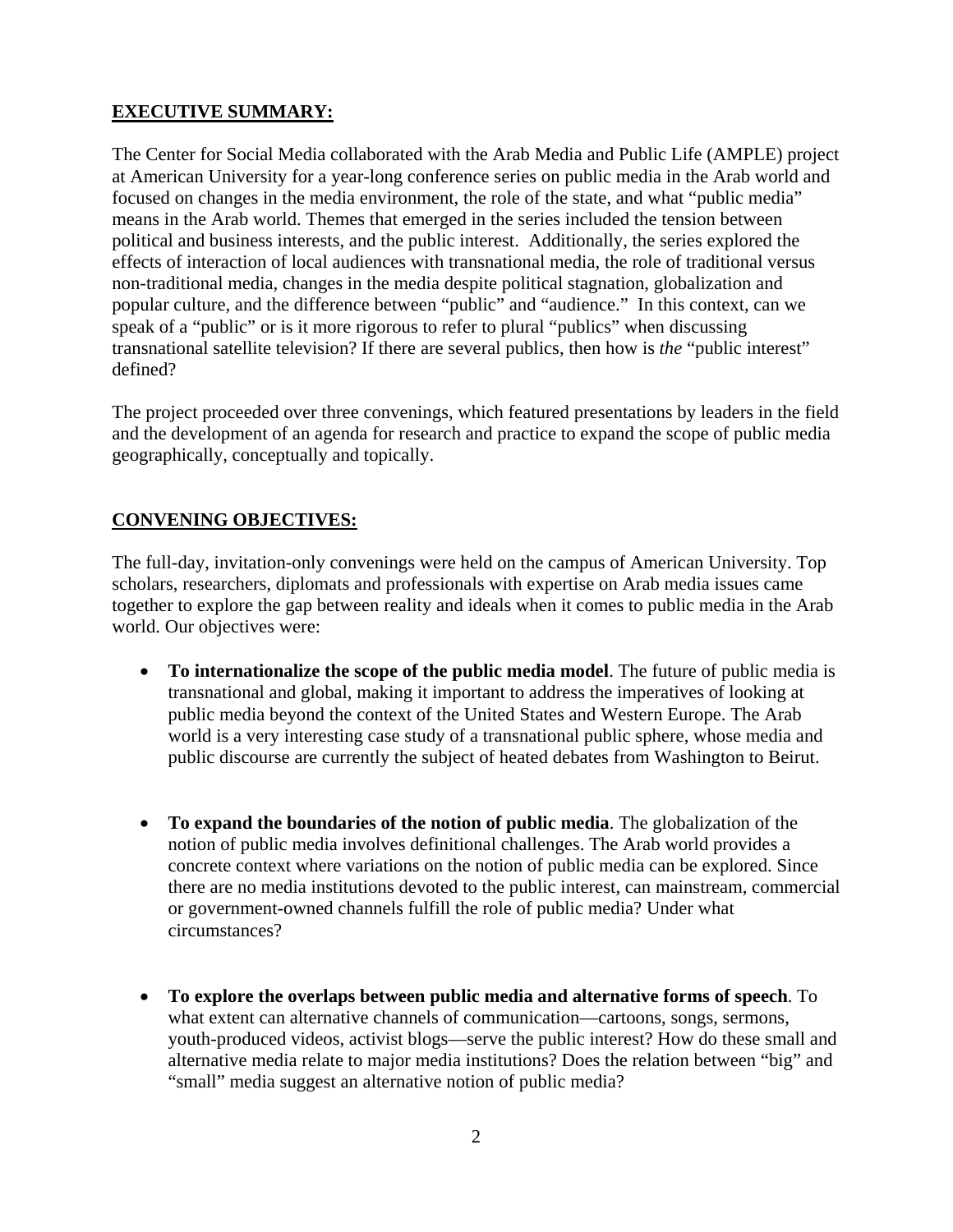## EXECUTIVE SUMMARY:

The Center for Social Media collaborated with the Arab Media and Public Life (AMPLE) project at American University for a year-long conference series on public media in the Arab world and focused on changes in the media environment, the role of the state, and what "public media" means in the Arab world. Themes that emerged in the series included the tension between political and business interests, and the public interest. Additionally, the series explored the effects of interaction of local audiences with transnational media, the role of traditional versus non-traditional media, changes in the media despite political stagnation, globalization and popular culture, and the difference between "public" and "audience." In this context, can we speak of a "public" or is it more rigorous to refer to plural "publics" when discussing transnational satellite television? If there are several publics, then how is *the* "public interest" defined?

The project proceeded over three convenings, which featured presentations by leaders in the field and the development of an agenda for research and practice to expand the scope of public media geographically, conceptually and topically.

## CONVENING OBJECTIVES:

The full-day, invitation-only convenings were held on the campus of American University. Top scholars, researchers, diplomats and professionals with expertise on Arab media issues came together to explore the gap between reality and ideals when it comes to public media in the Arab world. Our objectives were:

- **To internationalize the scope of the public media model**. The future of public media is transnational and global, making it important to address the imperatives of looking at public media beyond the context of the United States and Western Europe. The Arab world is a very interesting case study of a transnational public sphere, whose media and public discourse are currently the subject of heated debates from Washington to Beirut.

- **To expand the boundaries of the notion of public media**. The globalization of the notion of public media involves definitional challenges. The Arab world provides a concrete context where variations on the notion of public media can be explored. Since there are no media institutions devoted to the public interest, can mainstream, commercial or government-owned channels fulfill the role of public media? Under what circumstances?

- **To explore the overlaps between public media and alternative forms of speech**. To what extent can alternative channels of communication—cartoons, songs, sermons, youth-produced videos, activist blogs—serve the public interest? How do these small and alternative media relate to major media institutions? Does the relation between "big" and "small" media suggest an alternative notion of public media?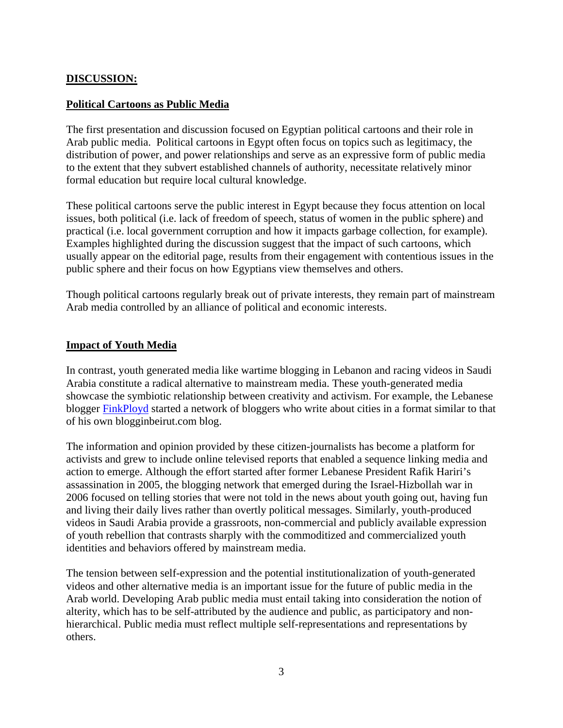## **DISCUSSION:**

### **Political Cartoons as Public Media**

The first presentation and discussion focused on Egyptian political cartoons and their role in Arab public media. Political cartoons in Egypt often focus on topics such as legitimacy, the distribution of power, and power relationships and serve as an expressive form of public media to the extent that they subvert established channels of authority, necessitate relatively minor formal education but require local cultural knowledge.

These political cartoons serve the public interest in Egypt because they focus attention on local issues, both political (i.e. lack of freedom of speech, status of women in the public sphere) and practical (i.e. local government corruption and how it impacts garbage collection, for example). Examples highlighted during the discussion suggest that the impact of such cartoons, which usually appear on the editorial page, results from their engagement with contentious issues in the public sphere and their focus on how Egyptians view themselves and others.

Though political cartoons regularly break out of private interests, they remain part of mainstream Arab media controlled by an alliance of political and economic interests.

### **Impact of Youth Media**

In contrast, youth generated media like wartime blogging in Lebanon and racing videos in Saudi Arabia constitute a radical alternative to mainstream media. These youth-generated media showcase the symbiotic relationship between creativity and activism. For example, the Lebanese blogger FinkPloyd started a network of bloggers who write about cities in a format similar to that of his own blogginbeirut.com blog.

The information and opinion provided by these citizen-journalists has become a platform for activists and grew to include online televised reports that enabled a sequence linking media and action to emerge. Although the effort started after former Lebanese President Rafik Hariri's assassination in 2005, the blogging network that emerged during the Israel-Hizbollah war in 2006 focused on telling stories that were not told in the news about youth going out, having fun and living their daily lives rather than overtly political messages. Similarly, youth-produced videos in Saudi Arabia provide a grassroots, non-commercial and publicly available expression of youth rebellion that contrasts sharply with the commoditized and commercialized youth identities and behaviors offered by mainstream media.

The tension between self-expression and the potential institutionalization of youth-generated videos and other alternative media is an important issue for the future of public media in the Arab world. Developing Arab public media must entail taking into consideration the notion of alterity, which has to be self-attributed by the audience and public, as participatory and non-hierarchical. Public media must reflect multiple self-representations and representations by others.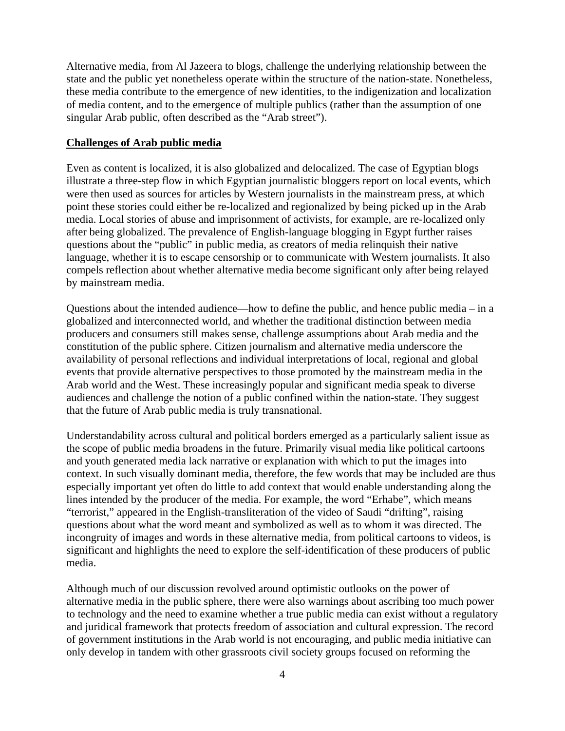Alternative media, from Al Jazeera to blogs, challenge the underlying relationship between the state and the public yet nonetheless operate within the structure of the nation-state. Nonetheless, these media contribute to the emergence of new identities, to the indigenization and localization of media content, and to the emergence of multiple publics (rather than the assumption of one singular Arab public, often described as the "Arab street").

## Challenges of Arab public media

Even as content is localized, it is also globalized and delocalized. The case of Egyptian blogs illustrate a three-step flow in which Egyptian journalistic bloggers report on local events, which were then used as sources for articles by Western journalists in the mainstream press, at which point these stories could either be re-localized and regionalized by being picked up in the Arab media. Local stories of abuse and imprisonment of activists, for example, are re-localized only after being globalized. The prevalence of English-language blogging in Egypt further raises questions about the "public" in public media, as creators of media relinquish their native language, whether it is to escape censorship or to communicate with Western journalists. It also compels reflection about whether alternative media become significant only after being relayed by mainstream media.

Questions about the intended audience—how to define the public, and hence public media – in a globalized and interconnected world, and whether the traditional distinction between media producers and consumers still makes sense, challenge assumptions about Arab media and the constitution of the public sphere. Citizen journalism and alternative media underscore the availability of personal reflections and individual interpretations of local, regional and global events that provide alternative perspectives to those promoted by the mainstream media in the Arab world and the West. These increasingly popular and significant media speak to diverse audiences and challenge the notion of a public confined within the nation-state. They suggest that the future of Arab public media is truly transnational.

Understandability across cultural and political borders emerged as a particularly salient issue as the scope of public media broadens in the future. Primarily visual media like political cartoons and youth generated media lack narrative or explanation with which to put the images into context. In such visually dominant media, therefore, the few words that may be included are thus especially important yet often do little to add context that would enable understanding along the lines intended by the producer of the media. For example, the word "Erhabe", which means "terrorist," appeared in the English-transliteration of the video of Saudi "drifting", raising questions about what the word meant and symbolized as well as to whom it was directed. The incongruity of images and words in these alternative media, from political cartoons to videos, is significant and highlights the need to explore the self-identification of these producers of public media.

Although much of our discussion revolved around optimistic outlooks on the power of alternative media in the public sphere, there were also warnings about ascribing too much power to technology and the need to examine whether a true public media can exist without a regulatory and juridical framework that protects freedom of association and cultural expression. The record of government institutions in the Arab world is not encouraging, and public media initiative can only develop in tandem with other grassroots civil society groups focused on reforming the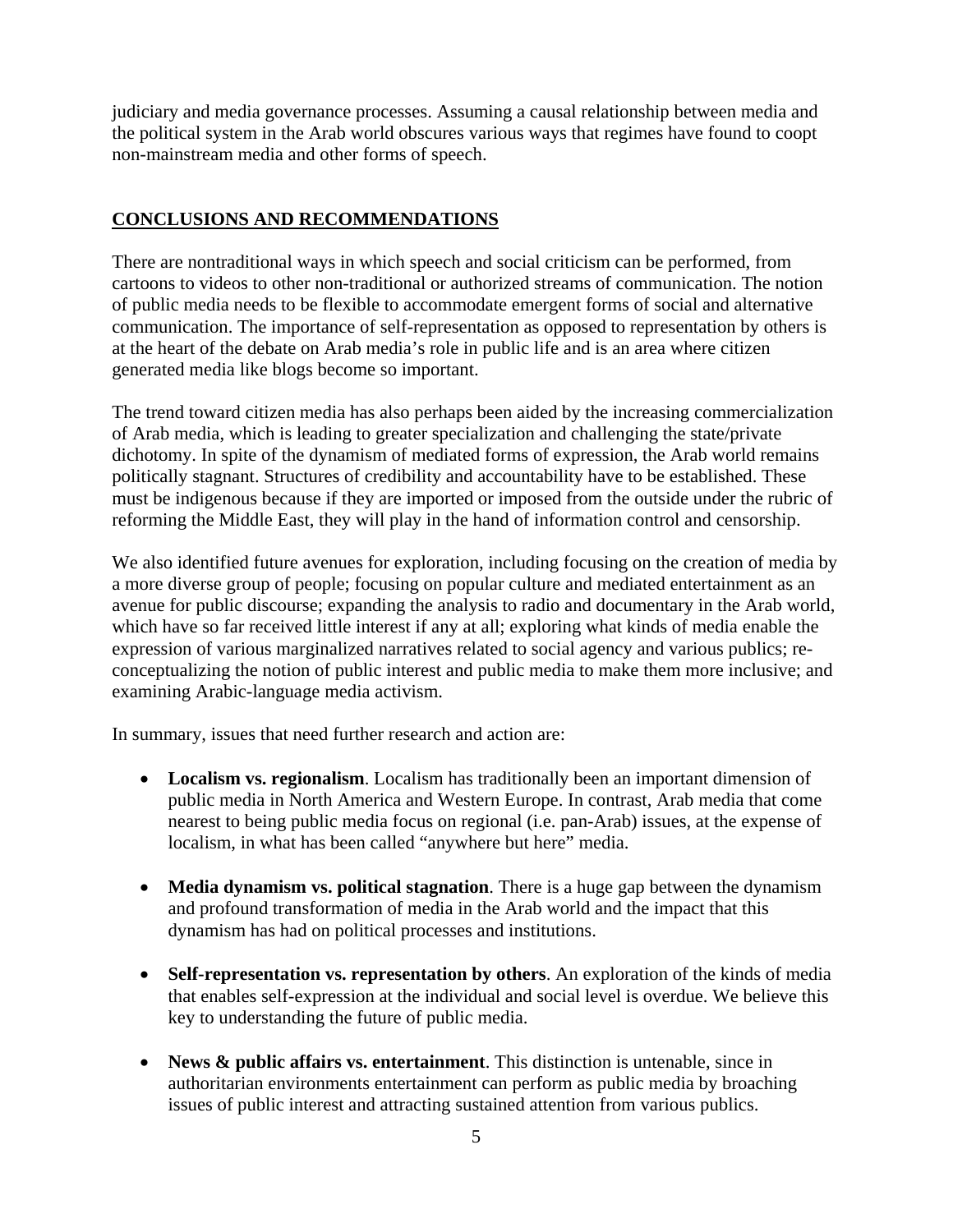judiciary and media governance processes. Assuming a causal relationship between media and the political system in the Arab world obscures various ways that regimes have found to coopt non-mainstream media and other forms of speech.

## CONCLUSIONS AND RECOMMENDATIONS

There are nontraditional ways in which speech and social criticism can be performed, from cartoons to videos to other non-traditional or authorized streams of communication. The notion of public media needs to be flexible to accommodate emergent forms of social and alternative communication. The importance of self-representation as opposed to representation by others is at the heart of the debate on Arab media's role in public life and is an area where citizen generated media like blogs become so important.

The trend toward citizen media has also perhaps been aided by the increasing commercialization of Arab media, which is leading to greater specialization and challenging the state/private dichotomy. In spite of the dynamism of mediated forms of expression, the Arab world remains politically stagnant. Structures of credibility and accountability have to be established. These must be indigenous because if they are imported or imposed from the outside under the rubric of reforming the Middle East, they will play in the hand of information control and censorship.

We also identified future avenues for exploration, including focusing on the creation of media by a more diverse group of people; focusing on popular culture and mediated entertainment as an avenue for public discourse; expanding the analysis to radio and documentary in the Arab world, which have so far received little interest if any at all; exploring what kinds of media enable the expression of various marginalized narratives related to social agency and various publics; re-conceptualizing the notion of public interest and public media to make them more inclusive; and examining Arabic-language media activism.

In summary, issues that need further research and action are:

- **Localism vs. regionalism**. Localism has traditionally been an important dimension of public media in North America and Western Europe. In contrast, Arab media that come nearest to being public media focus on regional (i.e. pan-Arab) issues, at the expense of localism, in what has been called "anywhere but here" media.

- **Media dynamism vs. political stagnation**. There is a huge gap between the dynamism and profound transformation of media in the Arab world and the impact that this dynamism has had on political processes and institutions.

- **Self-representation vs. representation by others**. An exploration of the kinds of media that enables self-expression at the individual and social level is overdue. We believe this key to understanding the future of public media.

- **News & public affairs vs. entertainment**. This distinction is untenable, since in authoritarian environments entertainment can perform as public media by broaching issues of public interest and attracting sustained attention from various publics.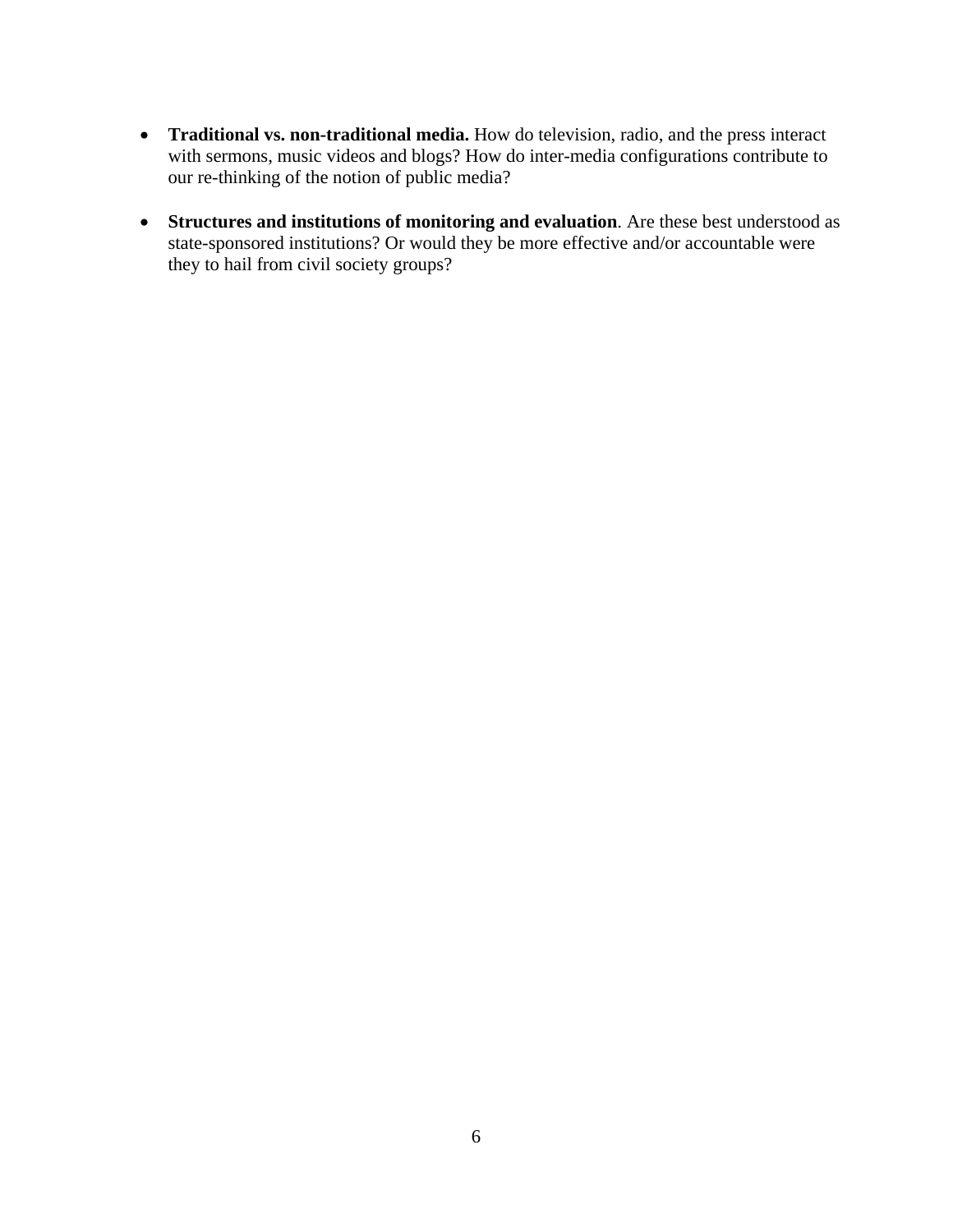- **Traditional vs. non-traditional media.** How do television, radio, and the press interact with sermons, music videos and blogs? How do inter-media configurations contribute to our re-thinking of the notion of public media?

- **Structures and institutions of monitoring and evaluation**. Are these best understood as state-sponsored institutions? Or would they be more effective and/or accountable were they to hail from civil society groups?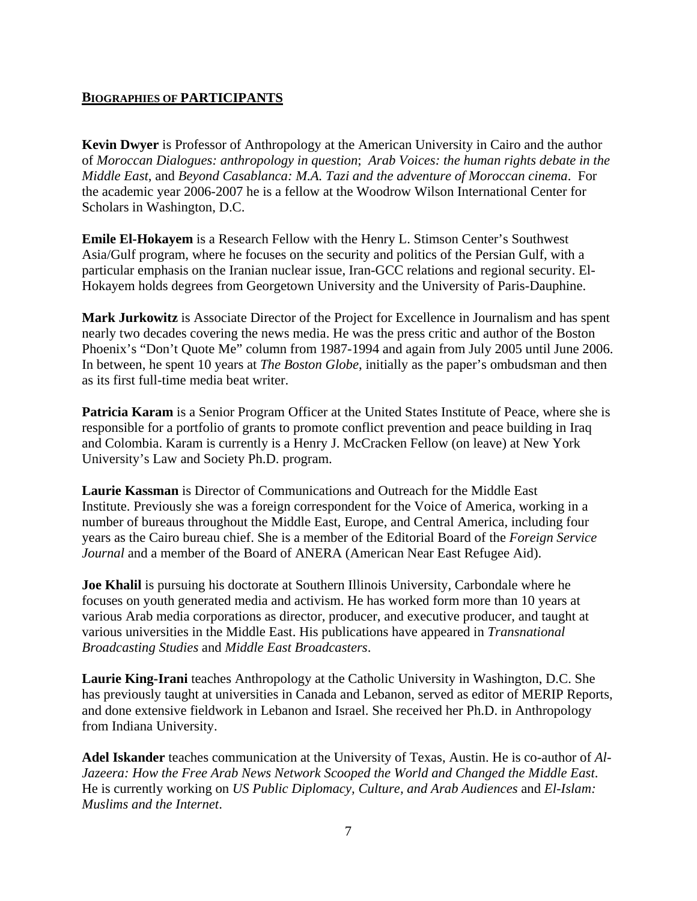## BIOGRAPHIES OF PARTICIPANTS

**Kevin Dwyer** is Professor of Anthropology at the American University in Cairo and the author of *Moroccan Dialogues: anthropology in question*; *Arab Voices: the human rights debate in the Middle East*, and *Beyond Casablanca: M.A. Tazi and the adventure of Moroccan cinema*. For the academic year 2006-2007 he is a fellow at the Woodrow Wilson International Center for Scholars in Washington, D.C.

**Emile El-Hokayem** is a Research Fellow with the Henry L. Stimson Center's Southwest Asia/Gulf program, where he focuses on the security and politics of the Persian Gulf, with a particular emphasis on the Iranian nuclear issue, Iran-GCC relations and regional security. El-Hokayem holds degrees from Georgetown University and the University of Paris-Dauphine.

**Mark Jurkowitz** is Associate Director of the Project for Excellence in Journalism and has spent nearly two decades covering the news media. He was the press critic and author of the Boston Phoenix's "Don't Quote Me" column from 1987-1994 and again from July 2005 until June 2006. In between, he spent 10 years at *The Boston Globe*, initially as the paper's ombudsman and then as its first full-time media beat writer.

**Patricia Karam** is a Senior Program Officer at the United States Institute of Peace, where she is responsible for a portfolio of grants to promote conflict prevention and peace building in Iraq and Colombia. Karam is currently is a Henry J. McCracken Fellow (on leave) at New York University's Law and Society Ph.D. program.

**Laurie Kassman** is Director of Communications and Outreach for the Middle East Institute. Previously she was a foreign correspondent for the Voice of America, working in a number of bureaus throughout the Middle East, Europe, and Central America, including four years as the Cairo bureau chief. She is a member of the Editorial Board of the *Foreign Service Journal* and a member of the Board of ANERA (American Near East Refugee Aid).

**Joe Khalil** is pursuing his doctorate at Southern Illinois University, Carbondale where he focuses on youth generated media and activism. He has worked form more than 10 years at various Arab media corporations as director, producer, and executive producer, and taught at various universities in the Middle East. His publications have appeared in *Transnational Broadcasting Studies* and *Middle East Broadcasters*.

**Laurie King-Irani** teaches Anthropology at the Catholic University in Washington, D.C. She has previously taught at universities in Canada and Lebanon, served as editor of MERIP Reports, and done extensive fieldwork in Lebanon and Israel. She received her Ph.D. in Anthropology from Indiana University.

**Adel Iskander** teaches communication at the University of Texas, Austin. He is co-author of *Al-Jazeera: How the Free Arab News Network Scooped the World and Changed the Middle East*. He is currently working on *US Public Diplomacy, Culture, and Arab Audiences* and *El-Islam: Muslims and the Internet*.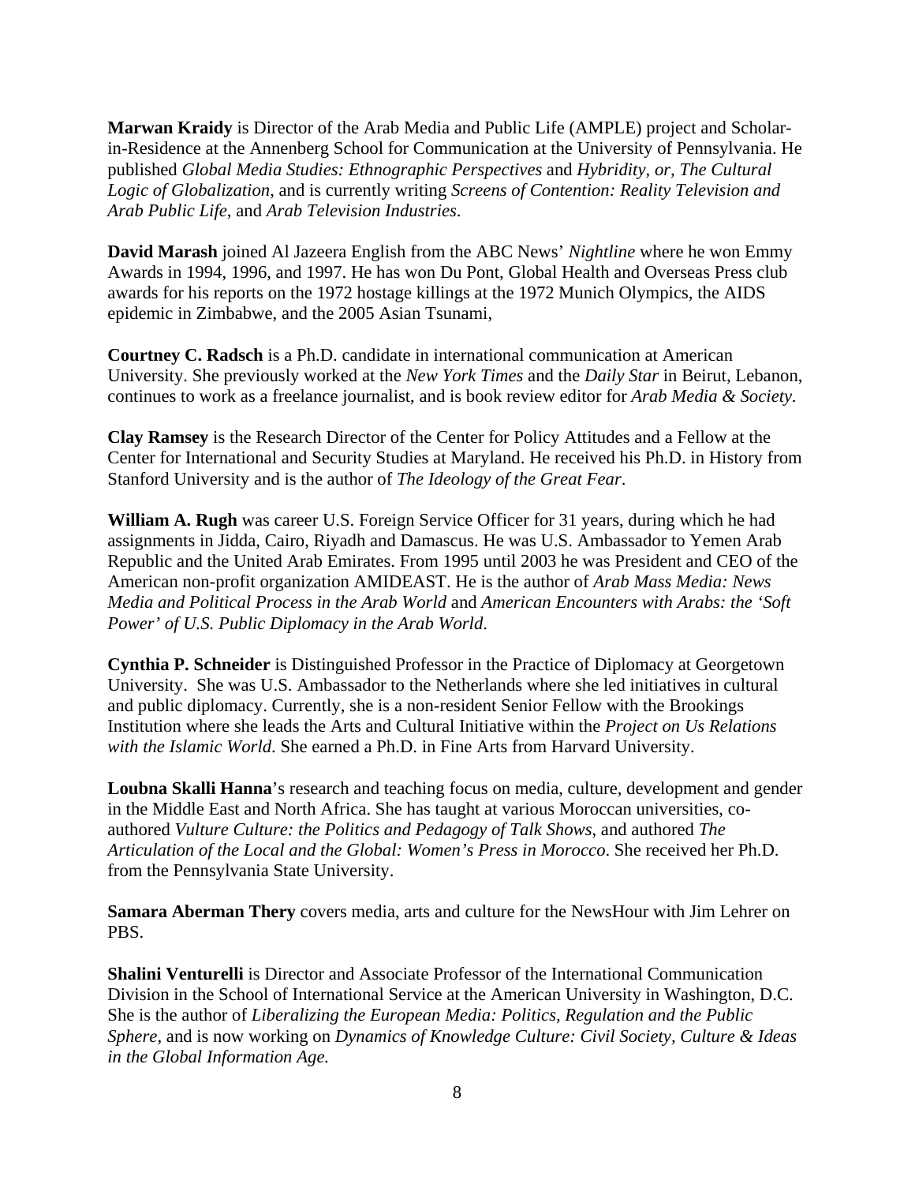**Marwan Kraidy** is Director of the Arab Media and Public Life (AMPLE) project and Scholar-in-Residence at the Annenberg School for Communication at the University of Pennsylvania. He published *Global Media Studies: Ethnographic Perspectives* and *Hybridity, or, The Cultural Logic of Globalization*, and is currently writing *Screens of Contention: Reality Television and Arab Public Life*, and *Arab Television Industries*.

**David Marash** joined Al Jazeera English from the ABC News' *Nightline* where he won Emmy Awards in 1994, 1996, and 1997. He has won Du Pont, Global Health and Overseas Press club awards for his reports on the 1972 hostage killings at the 1972 Munich Olympics, the AIDS epidemic in Zimbabwe, and the 2005 Asian Tsunami,

**Courtney C. Radsch** is a Ph.D. candidate in international communication at American University. She previously worked at the *New York Times* and the *Daily Star* in Beirut, Lebanon, continues to work as a freelance journalist, and is book review editor for *Arab Media & Society*.

**Clay Ramsey** is the Research Director of the Center for Policy Attitudes and a Fellow at the Center for International and Security Studies at Maryland. He received his Ph.D. in History from Stanford University and is the author of *The Ideology of the Great Fear*.

**William A. Rugh** was career U.S. Foreign Service Officer for 31 years, during which he had assignments in Jidda, Cairo, Riyadh and Damascus. He was U.S. Ambassador to Yemen Arab Republic and the United Arab Emirates. From 1995 until 2003 he was President and CEO of the American non-profit organization AMIDEAST. He is the author of *Arab Mass Media: News Media and Political Process in the Arab World* and *American Encounters with Arabs: the 'Soft Power' of U.S. Public Diplomacy in the Arab World*.

**Cynthia P. Schneider** is Distinguished Professor in the Practice of Diplomacy at Georgetown University. She was U.S. Ambassador to the Netherlands where she led initiatives in cultural and public diplomacy. Currently, she is a non-resident Senior Fellow with the Brookings Institution where she leads the Arts and Cultural Initiative within the *Project on Us Relations with the Islamic World*. She earned a Ph.D. in Fine Arts from Harvard University.

**Loubna Skalli Hanna**'s research and teaching focus on media, culture, development and gender in the Middle East and North Africa. She has taught at various Moroccan universities, co-authored *Vulture Culture: the Politics and Pedagogy of Talk Shows*, and authored *The Articulation of the Local and the Global: Women's Press in Morocco*. She received her Ph.D. from the Pennsylvania State University.

**Samara Aberman Thery** covers media, arts and culture for the NewsHour with Jim Lehrer on PBS.

**Shalini Venturelli** is Director and Associate Professor of the International Communication Division in the School of International Service at the American University in Washington, D.C. She is the author of *Liberalizing the European Media: Politics, Regulation and the Public Sphere,* and is now working on *Dynamics of Knowledge Culture: Civil Society, Culture & Ideas in the Global Information Age.*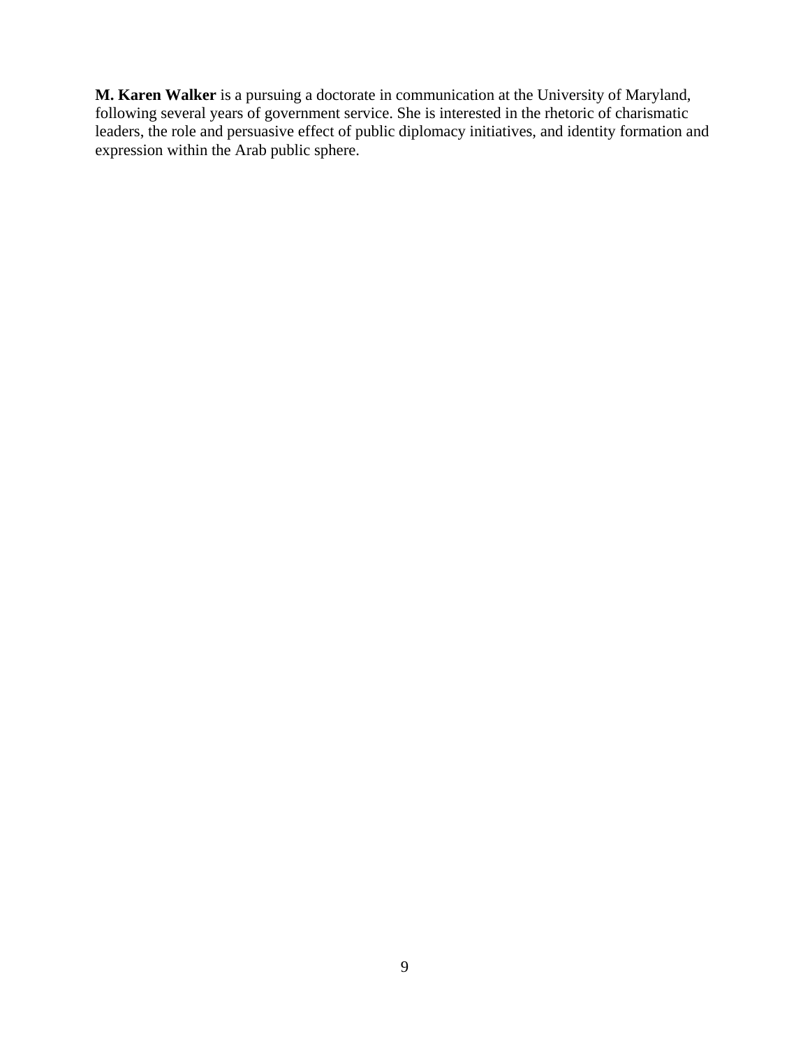**M. Karen Walker** is a pursuing a doctorate in communication at the University of Maryland, following several years of government service. She is interested in the rhetoric of charismatic leaders, the role and persuasive effect of public diplomacy initiatives, and identity formation and expression within the Arab public sphere.